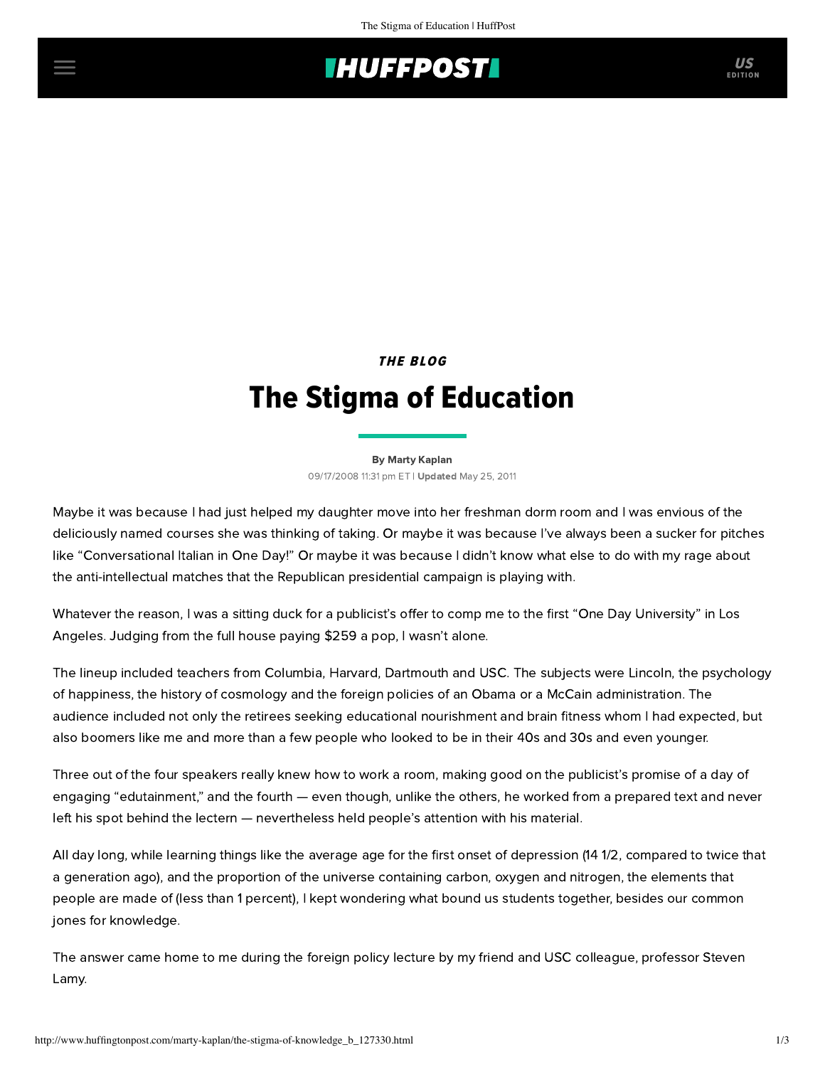*THE BLOG*

# The Stigma of Education

By Marty Kaplan

09/17/2008 11:31 pm ET | **Updated** May 25, 2011

Maybe it was because I had just helped my daughter move into her freshman dorm room and I was envious of the deliciously named courses she was thinking of taking. Or maybe it was because I've always been a sucker for pitches like "Conversational Italian in One Day!" Or maybe it was because I didn't know what else to do with my rage about the anti-intellectual matches that the Republican presidential campaign is playing with.

Whatever the reason, I was a sitting duck for a publicist's offer to comp me to the first "One Day University" in Los Angeles. Judging from the full house paying $259 a pop, I wasn't alone.

The lineup included teachers from Columbia, Harvard, Dartmouth and USC. The subjects were Lincoln, the psychology of happiness, the history of cosmology and the foreign policies of an Obama or a McCain administration. The audience included not only the retirees seeking educational nourishment and brain fitness whom I had expected, but also boomers like me and more than a few people who looked to be in their 40s and 30s and even younger.

Three out of the four speakers really knew how to work a room, making good on the publicist's promise of a day of engaging "edutainment," and the fourth — even though, unlike the others, he worked from a prepared text and never left his spot behind the lectern — nevertheless held people's attention with his material.

All day long, while learning things like the average age for the first onset of depression (14 1/2, compared to twice that a generation ago), and the proportion of the universe containing carbon, oxygen and nitrogen, the elements that people are made of (less than 1 percent), I kept wondering what bound us students together, besides our common jones for knowledge.

The answer came home to me during the foreign policy lecture by my friend and USC colleague, professor Steven Lamy.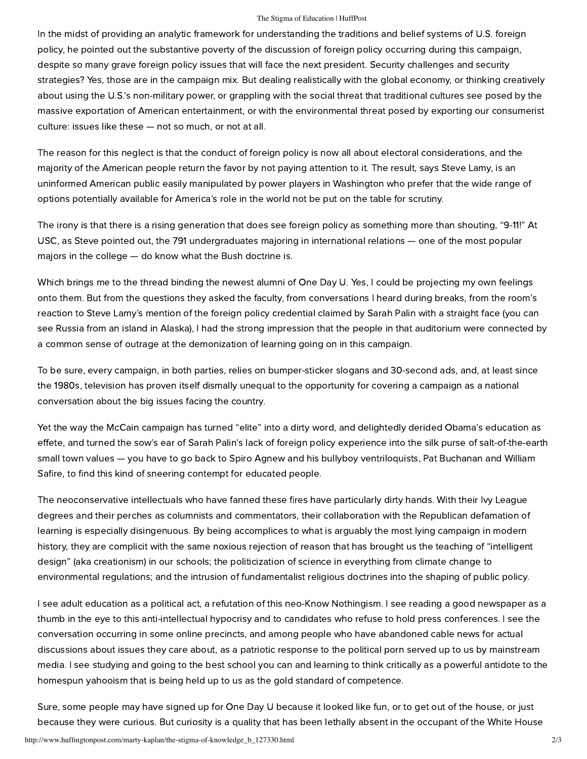In the midst of providing an analytic framework for understanding the traditions and belief systems of U.S. foreign policy, he pointed out the substantive poverty of the discussion of foreign policy occurring during this campaign, despite so many grave foreign policy issues that will face the next president. Security challenges and security strategies? Yes, those are in the campaign mix. But dealing realistically with the global economy, or thinking creatively about using the U.S.'s non-military power, or grappling with the social threat that traditional cultures see posed by the massive exportation of American entertainment, or with the environmental threat posed by exporting our consumerist culture: issues like these — not so much, or not at all.

The reason for this neglect is that the conduct of foreign policy is now all about electoral considerations, and the majority of the American people return the favor by not paying attention to it. The result, says Steve Lamy, is an uninformed American public easily manipulated by power players in Washington who prefer that the wide range of options potentially available for America's role in the world not be put on the table for scrutiny.

The irony is that there is a rising generation that does see foreign policy as something more than shouting, "9-11!" At USC, as Steve pointed out, the 791 undergraduates majoring in international relations — one of the most popular majors in the college — do know what the Bush doctrine is.

Which brings me to the thread binding the newest alumni of One Day U. Yes, I could be projecting my own feelings onto them. But from the questions they asked the faculty, from conversations I heard during breaks, from the room's reaction to Steve Lamy's mention of the foreign policy credential claimed by Sarah Palin with a straight face (you can see Russia from an island in Alaska), I had the strong impression that the people in that auditorium were connected by a common sense of outrage at the demonization of learning going on in this campaign.

To be sure, every campaign, in both parties, relies on bumper-sticker slogans and 30-second ads, and, at least since the 1980s, television has proven itself dismally unequal to the opportunity for covering a campaign as a national conversation about the big issues facing the country.

Yet the way the McCain campaign has turned "elite" into a dirty word, and delightedly derided Obama's education as effete, and turned the sow's ear of Sarah Palin's lack of foreign policy experience into the silk purse of salt-of-the-earth small town values — you have to go back to Spiro Agnew and his bullyboy ventriloquists, Pat Buchanan and William Safire, to find this kind of sneering contempt for educated people.

The neoconservative intellectuals who have fanned these fires have particularly dirty hands. With their Ivy League degrees and their perches as columnists and commentators, their collaboration with the Republican defamation of learning is especially disingenuous. By being accomplices to what is arguably the most lying campaign in modern history, they are complicit with the same noxious rejection of reason that has brought us the teaching of "intelligent design" (aka creationism) in our schools; the politicization of science in everything from climate change to environmental regulations; and the intrusion of fundamentalist religious doctrines into the shaping of public policy.

I see adult education as a political act, a refutation of this neo-Know Nothingism. I see reading a good newspaper as a thumb in the eye to this anti-intellectual hypocrisy and to candidates who refuse to hold press conferences. I see the conversation occurring in some online precincts, and among people who have abandoned cable news for actual discussions about issues they care about, as a patriotic response to the political porn served up to us by mainstream media. I see studying and going to the best school you can and learning to think critically as a powerful antidote to the homespun yahooism that is being held up to us as the gold standard of competence.

Sure, some people may have signed up for One Day U because it looked like fun, or to get out of the house, or just because they were curious. But curiosity is a quality that has been lethally absent in the occupant of the White House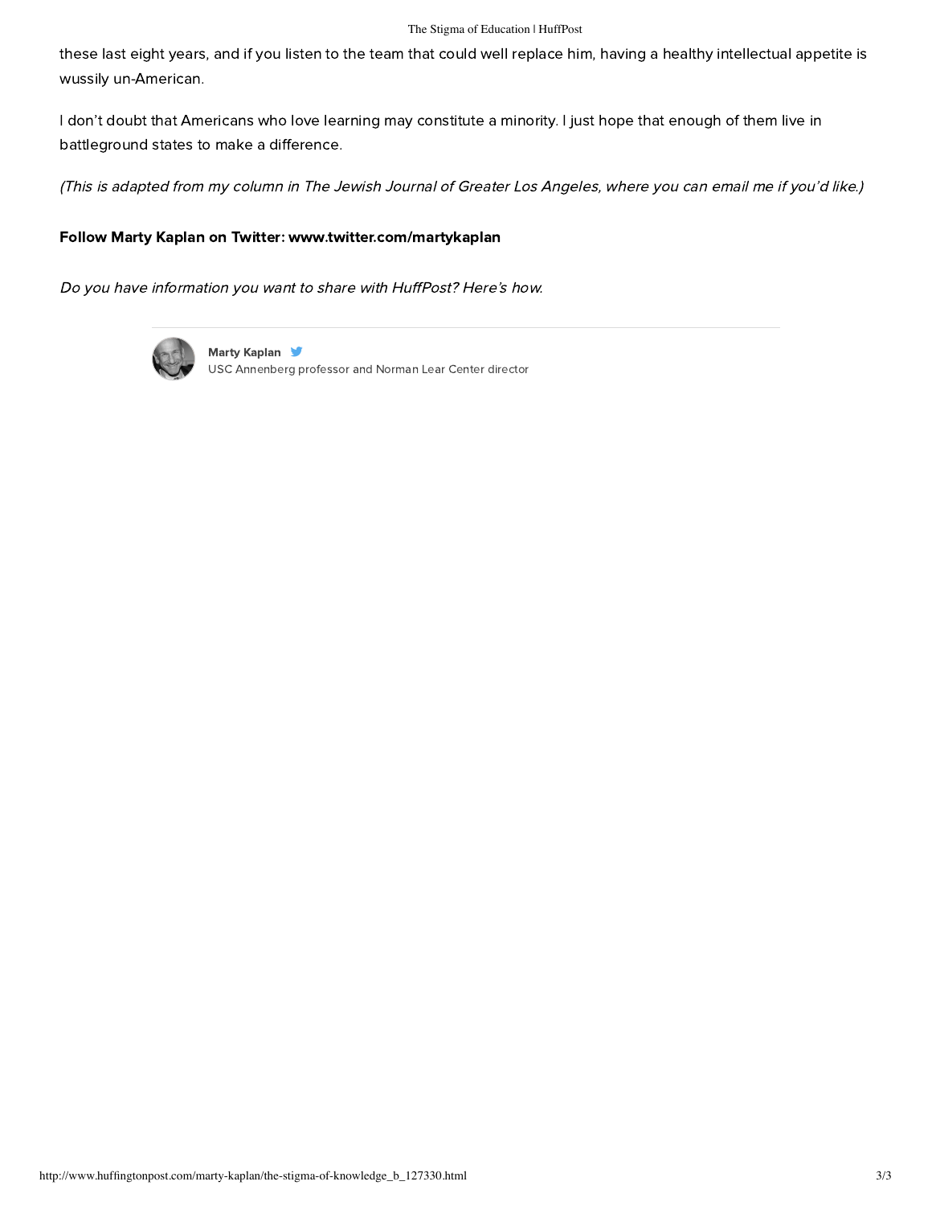these last eight years, and if you listen to the team that could well replace him, having a healthy intellectual appetite is wussily un-American.

I don't doubt that Americans who love learning may constitute a minority. I just hope that enough of them live in battleground states to make a difference.

*(This is adapted from my column in The Jewish Journal of Greater Los Angeles, where you can email me if you'd like.)*

**Follow Marty Kaplan on Twitter: www.twitter.com/martykaplan**

*Do you have information you want to share with HuffPost? Here's how.*

---

**Marty Kaplan**
USC Annenberg professor and Norman Lear Center director